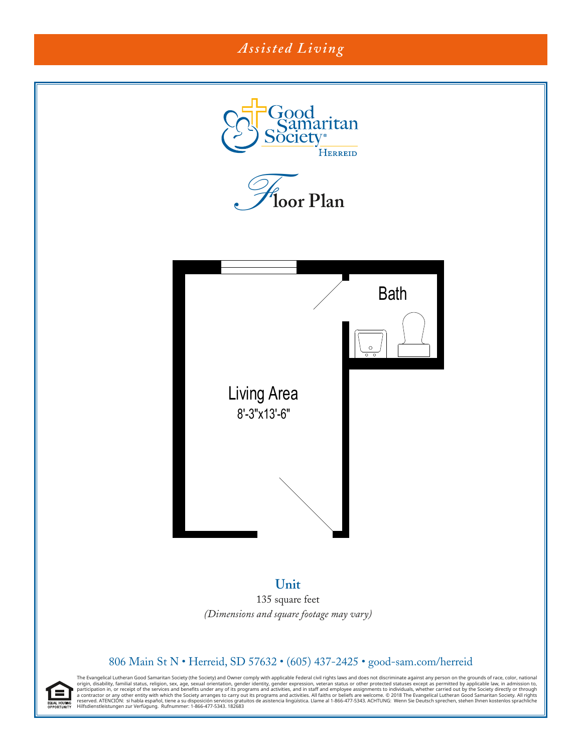*Assisted Living*

Good Samaritan Society®
HERREID

# Floor Plan

Bath

Living Area
8'-3"x13'-6"

**Unit**

135 square feet

*(Dimensions and square footage may vary)*

806 Main St N • Herreid, SD 57632 • (605) 437-2425 • good-sam.com/herreid

EQUAL HOUSING OPPORTUNITY

The Evangelical Lutheran Good Samaritan Society (the Society) and Owner comply with applicable Federal civil rights laws and does not discriminate against any person on the grounds of race, color, national origin, disability, familial status, religion, sex, age, sexual orientation, gender identity, gender expression, veteran status or other protected statuses except as permitted by applicable law, in admission to, participation in, or receipt of the services and benefits under any of its programs and activities, and in staff and employee assignments to individuals, whether carried out by the Society directly or through a contractor or any other entity with which the Society arranges to carry out its programs and activities. All faiths or beliefs are welcome. © 2018 The Evangelical Lutheran Good Samaritan Society. All rights reserved. ATENCIÓN: si habla español, tiene a su disposición servicios gratuitos de asistencia lingüística. Llame al 1-866-477-5343. ACHTUNG: Wenn Sie Deutsch sprechen, stehen Ihnen kostenlos sprachliche Hilfsdienstleistungen zur Verfügung. Rufnummer: 1-866-477-5343. 182683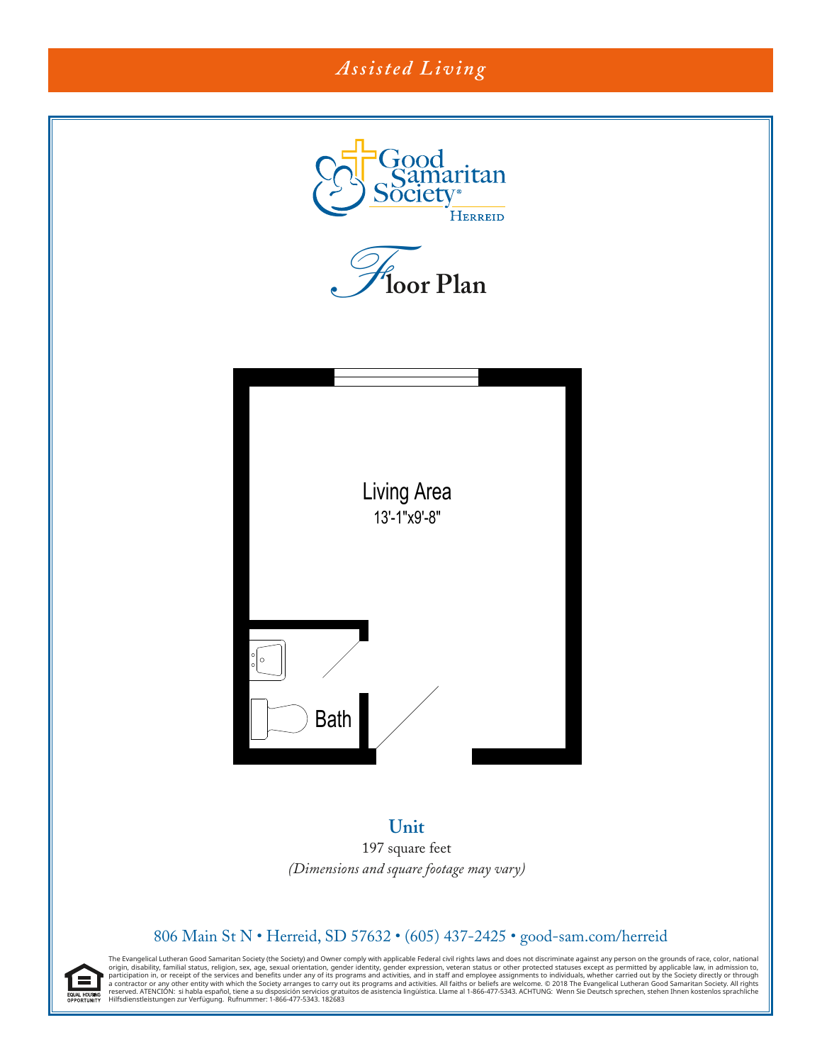*Assisted Living*

Good Samaritan Society
HERREID

# Floor Plan

Living Area
13'-1"x9'-8"

Bath

## Unit

197 square feet

*(Dimensions and square footage may vary)*

806 Main St N • Herreid, SD 57632 • (605) 437-2425 • good-sam.com/herreid

EQUAL HOUSING OPPORTUNITY

The Evangelical Lutheran Good Samaritan Society (the Society) and Owner comply with applicable Federal civil rights laws and does not discriminate against any person on the grounds of race, color, national origin, disability, familial status, religion, sex, age, sexual orientation, gender identity, gender expression, veteran status or other protected statuses except as permitted by applicable law, in admission to, participation in, or receipt of the services and benefits under any of its programs and activities, and in staff and employee assignments to individuals, whether carried out by the Society directly or through a contractor or any other entity with which the Society arranges to carry out its programs and activities. All faiths or beliefs are welcome. © 2018 The Evangelical Lutheran Good Samaritan Society. All rights reserved. ATENCIÓN: si habla español, tiene a su disposición servicios gratuitos de asistencia lingüística. Llame al 1-866-477-5343. ACHTUNG: Wenn Sie Deutsch sprechen, stehen Ihnen kostenlos sprachliche Hilfsdienstleistungen zur Verfügung. Rufnummer: 1-866-477-5343. 182683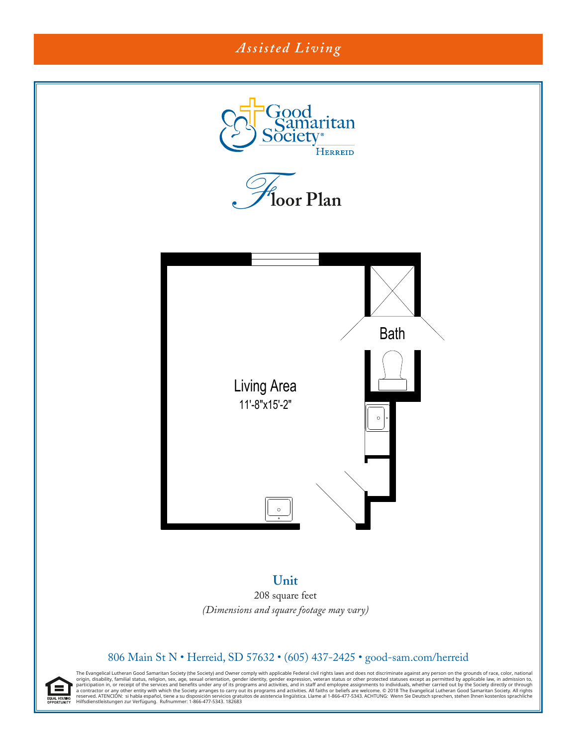*Assisted Living*

Good Samaritan Society®
HERREID

# Floor Plan

Bath

Living Area
11'-8"x15'-2"

## Unit

208 square feet

*(Dimensions and square footage may vary)*

806 Main St N • Herreid, SD 57632 • (605) 437-2425 • good-sam.com/herreid

EQUAL HOUSING OPPORTUNITY

The Evangelical Lutheran Good Samaritan Society (the Society) and Owner comply with applicable Federal civil rights laws and does not discriminate against any person on the grounds of race, color, national origin, disability, familial status, religion, sex, age, sexual orientation, gender identity, gender expression, veteran status or other protected statuses except as permitted by applicable law, in admission to, participation in, or receipt of the services and benefits under any of its programs and activities, and in staff and employee assignments to individuals, whether carried out by the Society directly or through a contractor or any other entity with which the Society arranges to carry out its programs and activities. All faiths or beliefs are welcome. © 2018 The Evangelical Lutheran Good Samaritan Society. All rights reserved. ATENCIÓN: si habla español, tiene a su disposición servicios gratuitos de asistencia lingüística. Llame al 1-866-477-5343. ACHTUNG: Wenn Sie Deutsch sprechen, stehen Ihnen kostenlos sprachliche Hilfsdienstleistungen zur Verfügung. Rufnummer: 1-866-477-5343. 182683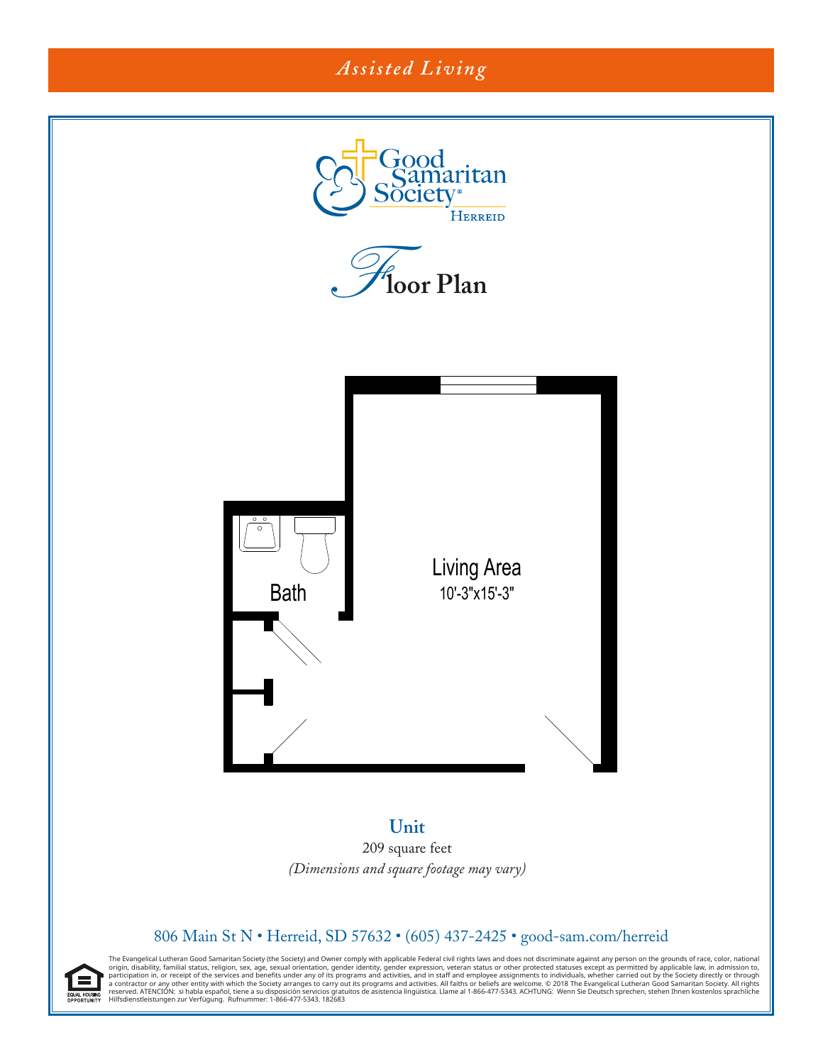*Assisted Living*

Good Samaritan Society
HERREID

# Floor Plan

Bath

Living Area
10'-3"x15'-3"

## Unit

209 square feet

*(Dimensions and square footage may vary)*

806 Main St N • Herreid, SD 57632 • (605) 437-2425 • good-sam.com/herreid

The Evangelical Lutheran Good Samaritan Society (the Society) and Owner comply with applicable Federal civil rights laws and does not discriminate against any person on the grounds of race, color, national origin, disability, familial status, religion, sex, age, sexual orientation, gender identity, gender expression, veteran status or other protected statuses except as permitted by applicable law, in admission to, participation in, or receipt of the services and benefits under any of its programs and activities, and in staff and employee assignments to individuals, whether carried out by the Society directly or through a contractor or any other entity with which the Society arranges to carry out its programs and activities. All faiths or beliefs are welcome. © 2018 The Evangelical Lutheran Good Samaritan Society. All rights reserved. ATENCIÓN: si habla español, tiene a su disposición servicios gratuitos de asistencia lingüística. Llame al 1-866-477-5343. ACHTUNG: Wenn Sie Deutsch sprechen, stehen Ihnen kostenlos sprachliche Hilfsdienstleistungen zur Verfügung. Rufnummer: 1-866-477-5343. 182683

EQUAL HOUSING OPPORTUNITY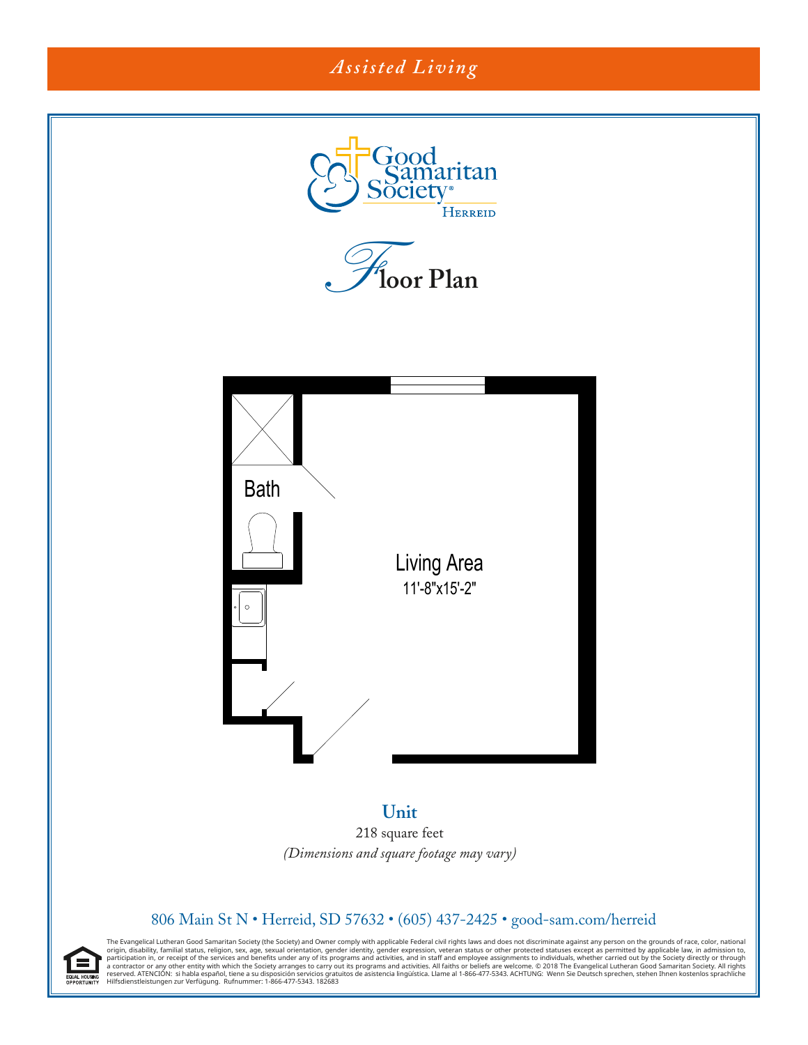*Assisted Living*

Good Samaritan Society
HERREID

# Floor Plan

Bath

Living Area
11'-8"x15'-2"

## Unit

218 square feet

*(Dimensions and square footage may vary)*

806 Main St N • Herreid, SD 57632 • (605) 437-2425 • good-sam.com/herreid

EQUAL HOUSING OPPORTUNITY

The Evangelical Lutheran Good Samaritan Society (the Society) and Owner comply with applicable Federal civil rights laws and does not discriminate against any person on the grounds of race, color, national origin, disability, familial status, religion, sex, age, sexual orientation, gender identity, gender expression, veteran status or other protected statuses except as permitted by applicable law, in admission to, participation in, or receipt of the services and benefits under any of its programs and activities, and in staff and employee assignments to individuals, whether carried out by the Society directly or through a contractor or any other entity with which the Society arranges to carry out its programs and activities. All faiths or beliefs are welcome. © 2018 The Evangelical Lutheran Good Samaritan Society. All rights reserved. ATENCIÓN: si habla español, tiene a su disposición servicios gratuitos de asistencia lingüística. Llame al 1-866-477-5343. ACHTUNG: Wenn Sie Deutsch sprechen, stehen Ihnen kostenlos sprachliche Hilfsdienstleistungen zur Verfügung. Rufnummer: 1-866-477-5343. 182683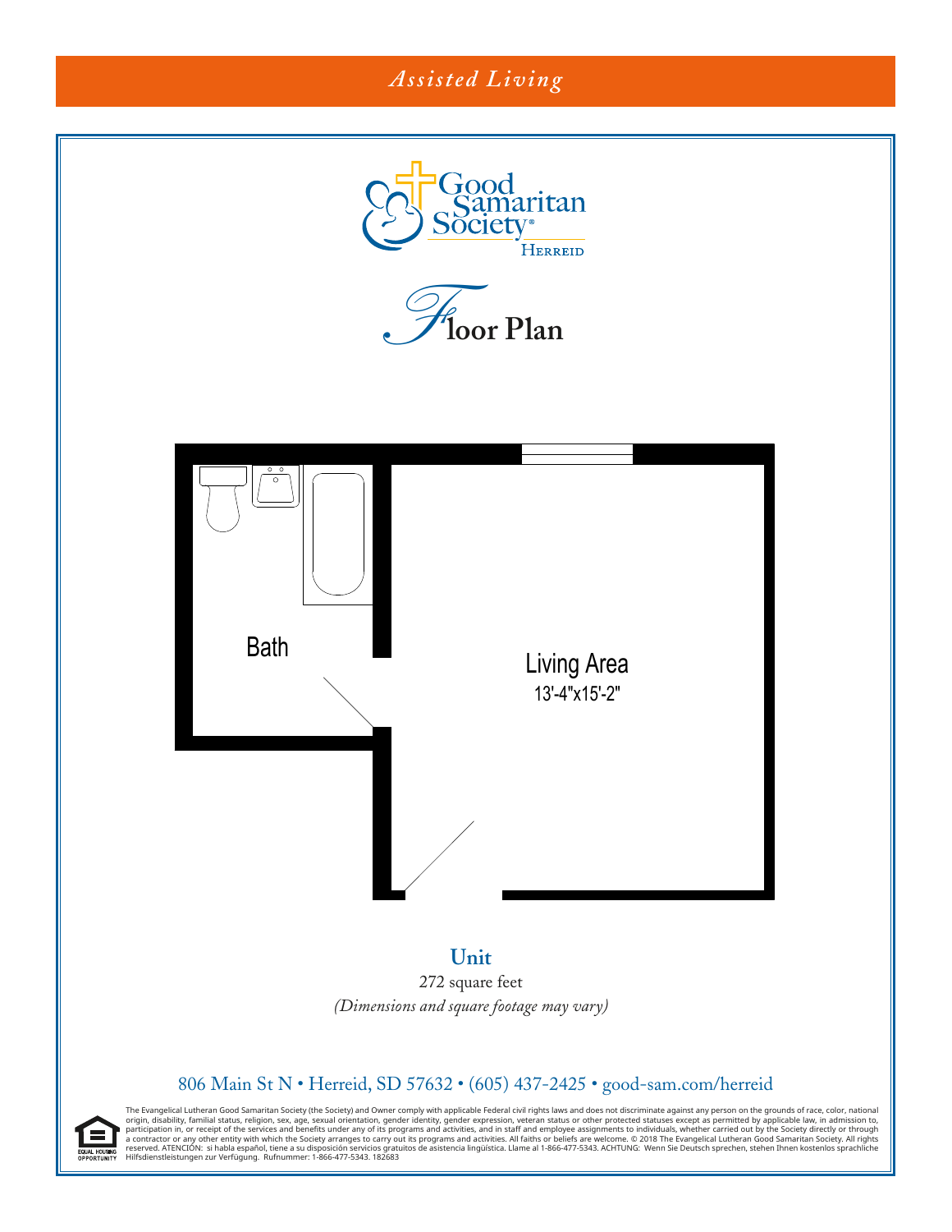*Assisted Living*

Good Samaritan Society
HERREID

# Floor Plan

Bath

Living Area
13'-4"x15'-2"

**Unit**

272 square feet

*(Dimensions and square footage may vary)*

806 Main St N • Herreid, SD 57632 • (605) 437-2425 • good-sam.com/herreid

EQUAL HOUSING OPPORTUNITY

The Evangelical Lutheran Good Samaritan Society (the Society) and Owner comply with applicable Federal civil rights laws and does not discriminate against any person on the grounds of race, color, national origin, disability, familial status, religion, sex, age, sexual orientation, gender identity, gender expression, veteran status or other protected statuses except as permitted by applicable law, in admission to, participation in, or receipt of the services and benefits under any of its programs and activities, and in staff and employee assignments to individuals, whether carried out by the Society directly or through a contractor or any other entity with which the Society arranges to carry out its programs and activities. All faiths or beliefs are welcome. © 2018 The Evangelical Lutheran Good Samaritan Society. All rights reserved. ATENCIÓN: si habla español, tiene a su disposición servicios gratuitos de asistencia lingüística. Llame al 1-866-477-5343. ACHTUNG: Wenn Sie Deutsch sprechen, stehen Ihnen kostenlos sprachliche Hilfsdienstleistungen zur Verfügung. Rufnummer: 1-866-477-5343. 182683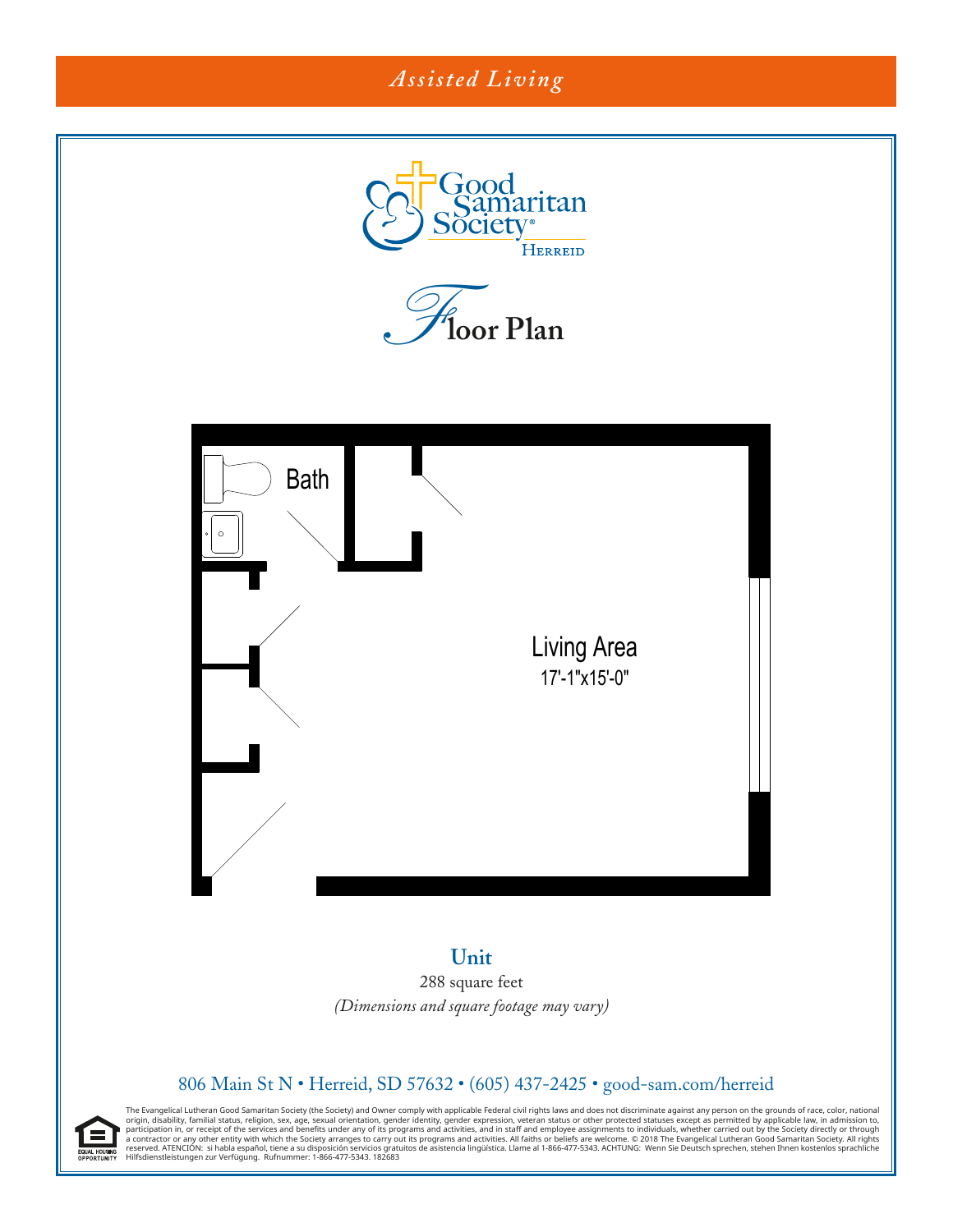*Assisted Living*

Good Samaritan Society

Herreid

# Floor Plan

Bath

Living Area

17'-1"x15'-0"

## Unit

288 square feet

*(Dimensions and square footage may vary)*

806 Main St N • Herreid, SD 57632 • (605) 437-2425 • good-sam.com/herreid

EQUAL HOUSING OPPORTUNITY

The Evangelical Lutheran Good Samaritan Society (the Society) and Owner comply with applicable Federal civil rights laws and does not discriminate against any person on the grounds of race, color, national origin, disability, familial status, religion, sex, age, sexual orientation, gender identity, gender expression, veteran status or other protected statuses except as permitted by applicable law, in admission to, participation in, or receipt of the services and benefits under any of its programs and activities, and in staff and employee assignments to individuals, whether carried out by the Society directly or through a contractor or any other entity with which the Society arranges to carry out its programs and activities. All faiths or beliefs are welcome. © 2018 The Evangelical Lutheran Good Samaritan Society. All rights reserved. ATENCIÓN: si habla español, tiene a su disposición servicios gratuitos de asistencia lingüística. Llame al 1-866-477-5343. ACHTUNG: Wenn Sie Deutsch sprechen, stehen Ihnen kostenlos sprachliche Hilfsdienstleistungen zur Verfügung. Rufnummer: 1-866-477-5343. 182683